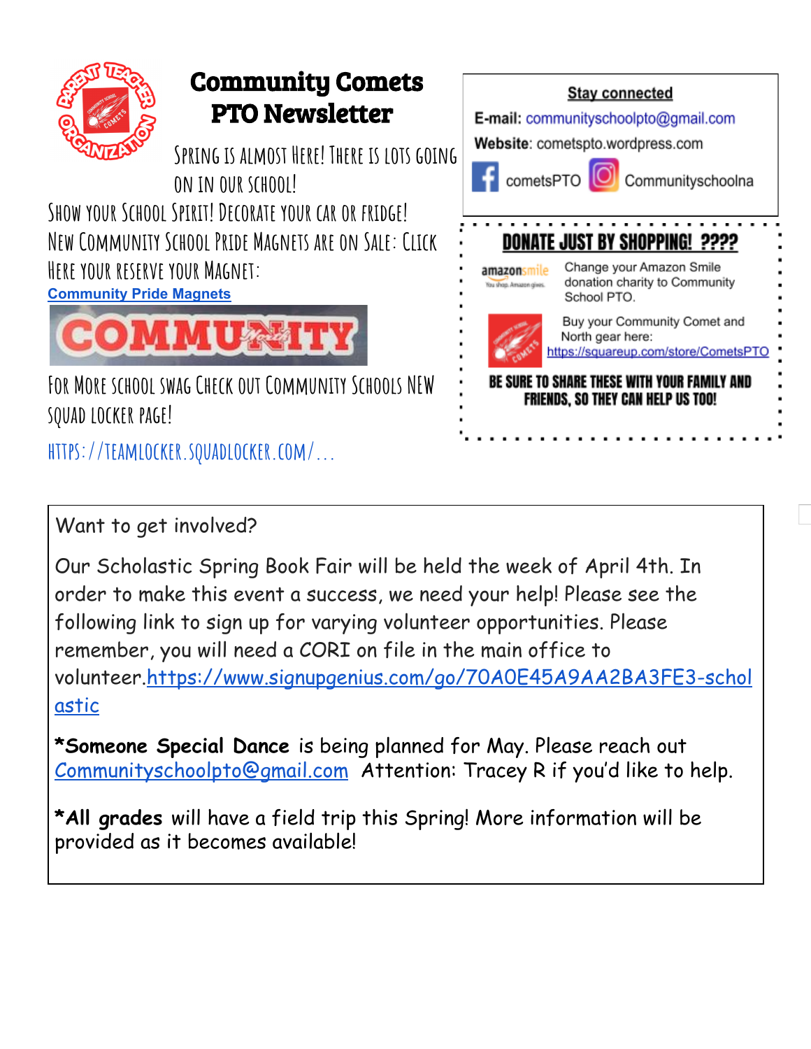# Community Comets PTO Newsletter

Spring is almost Here! There is lots going on in our school!

Show your School Spirit! Decorate your car or fridge! New Community School Pride Magnets are on Sale: Click Here your reserve your Magnet:

**Community Pride Magnets**

For More School Swag Check out Community Schools New Squad Locker page!

https://teamlocker.squadlocker.com/...

**Stay connected**

**E-mail:** communityschoolpto@gmail.com

**Website**: cometspto.wordpress.com

cometsPTO

Communityschoolna

## DONATE JUST BY SHOPPING! ????

Change your Amazon Smile donation charity to Community School PTO.

Buy your Community Comet and North gear here: https://squareup.com/store/CometsPTO

**BE SURE TO SHARE THESE WITH YOUR FAMILY AND FRIENDS, SO THEY CAN HELP US TOO!**

Want to get involved?

Our Scholastic Spring Book Fair will be held the week of April 4th. In order to make this event a success, we need your help! Please see the following link to sign up for varying volunteer opportunities. Please remember, you will need a CORI on file in the main office to volunteer.https://www.signupgenius.com/go/70A0E45A9AA2BA3FE3-scholastic

***Someone Special Dance** is being planned for May. Please reach out Communityschoolpto@gmail.com Attention: Tracey R if you'd like to help.

***All grades** will have a field trip this Spring! More information will be provided as it becomes available!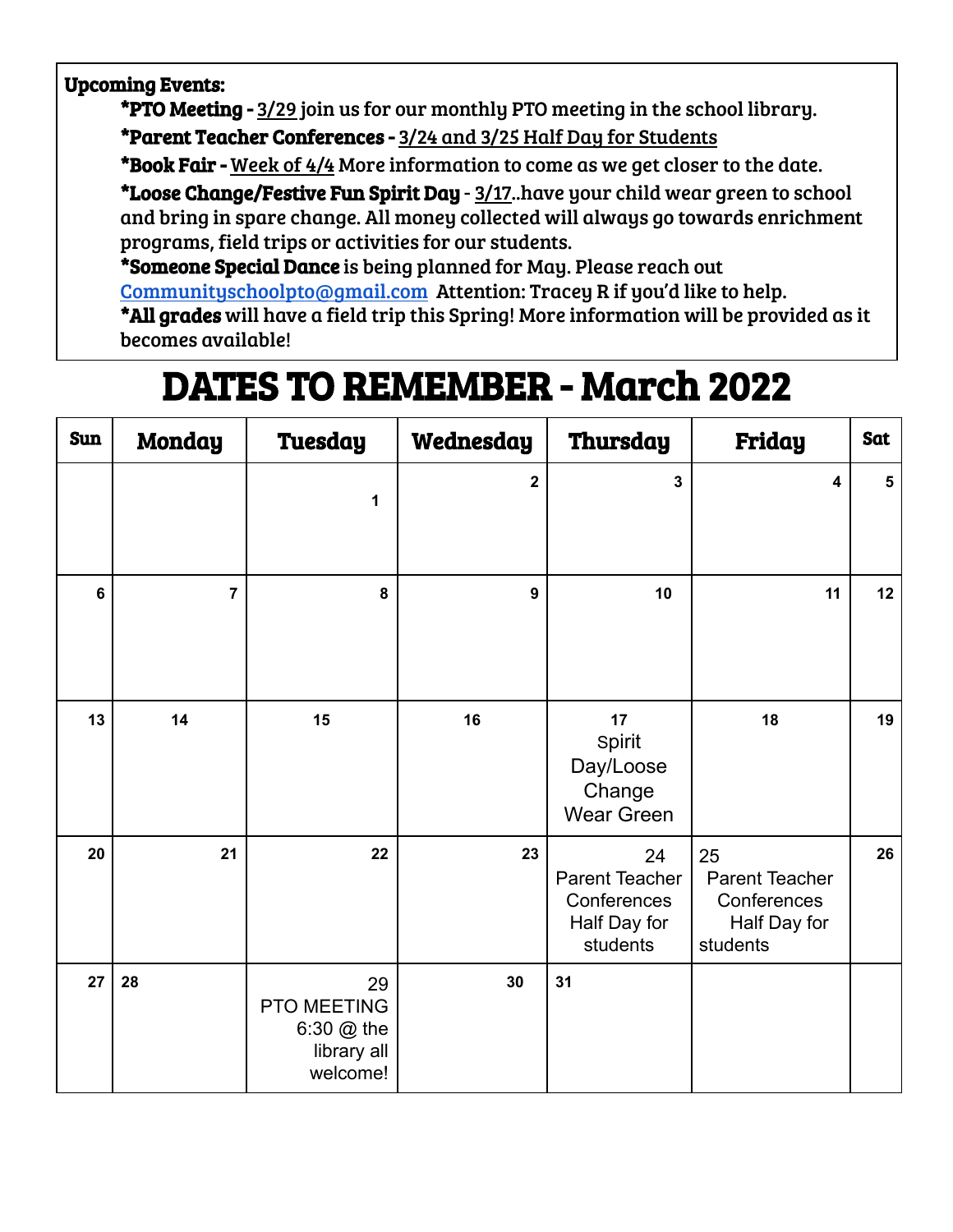**Upcoming Events:**

- **PTO Meeting -** 3/29 join us for our monthly PTO meeting in the school library.
- **Parent Teacher Conferences -** 3/24 and 3/25 Half Day for Students
- **Book Fair -** Week of 4/4 More information to come as we get closer to the date.
- **Loose Change/Festive Fun Spirit Day** - 3/17..have your child wear green to school and bring in spare change. All money collected will always go towards enrichment programs, field trips or activities for our students.
- **Someone Special Dance** is being planned for May. Please reach out Communityschoolpto@gmail.com Attention: Tracey R if you'd like to help.
- **All grades** will have a field trip this Spring! More information will be provided as it becomes available!

# DATES TO REMEMBER - March 2022

| Sun | Monday | Tuesday | Wednesday | Thursday | Friday | Sat |
|---|---|---|---|---|---|---|
| | | 1 | 2 | 3 | 4 | 5 |
| 6 | 7 | 8 | 9 | 10 | 11 | 12 |
| 13 | 14 | 15 | 16 | 17 Spirit Day/Loose Change Wear Green | 18 | 19 |
| 20 | 21 | 22 | 23 | 24 Parent Teacher Conferences Half Day for students | 25 Parent Teacher Conferences Half Day for students | 26 |
| 27 | 28 | 29 PTO MEETING 6:30 @ the library all welcome! | 30 | 31 | | |